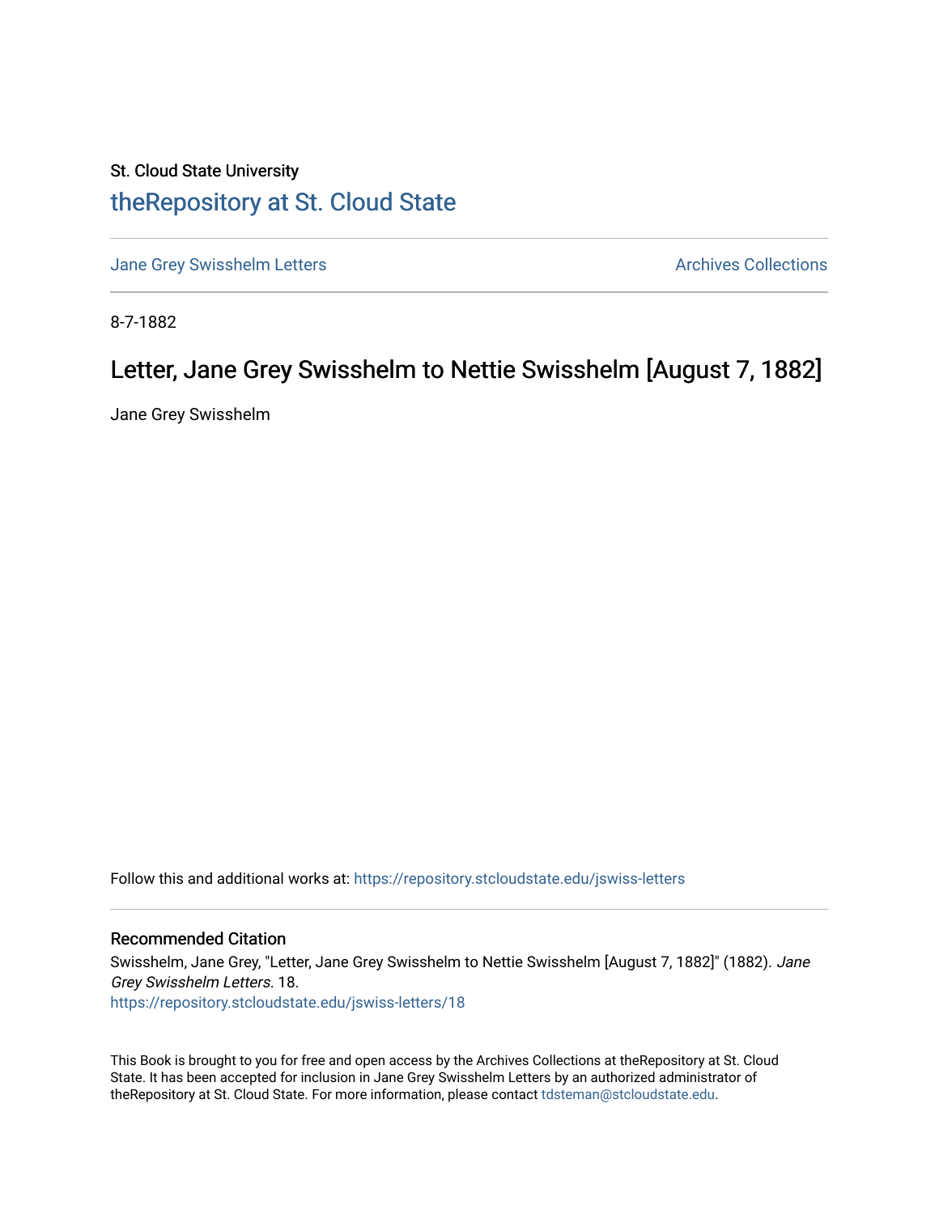St. Cloud State University

## theRepository at St. Cloud State

Jane Grey Swisshelm Letters

Archives Collections

8-7-1882

# Letter, Jane Grey Swisshelm to Nettie Swisshelm [August 7, 1882]

Jane Grey Swisshelm

Follow this and additional works at: https://repository.stcloudstate.edu/jswiss-letters

### Recommended Citation

Swisshelm, Jane Grey, "Letter, Jane Grey Swisshelm to Nettie Swisshelm [August 7, 1882]" (1882). *Jane Grey Swisshelm Letters*. 18.
https://repository.stcloudstate.edu/jswiss-letters/18

This Book is brought to you for free and open access by the Archives Collections at theRepository at St. Cloud State. It has been accepted for inclusion in Jane Grey Swisshelm Letters by an authorized administrator of theRepository at St. Cloud State. For more information, please contact tdsteman@stcloudstate.edu.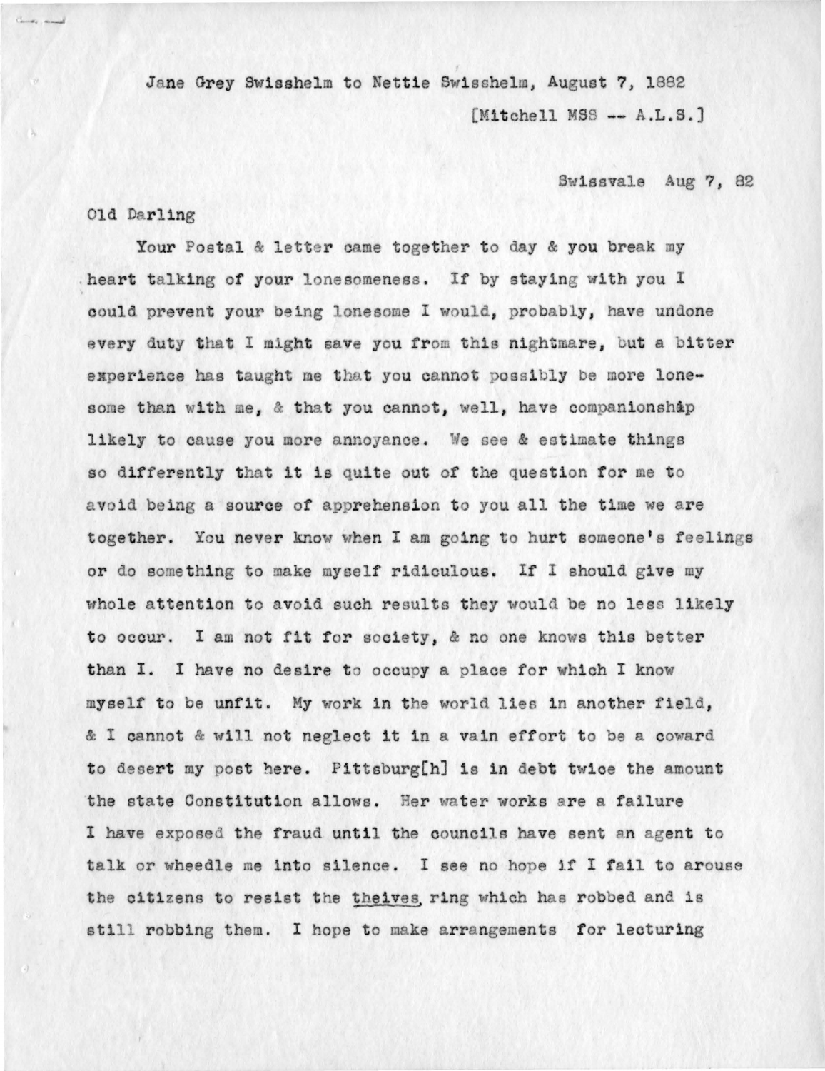Jane Grey Swisshelm to Nettie Swisshelm, August 7, 1882

[Mitchell MSS -- A.L.S.]

Swissvale Aug 7, 82

Old Darling

Your Postal & letter came together to day & you break my heart talking of your lonesomeness. If by staying with you I could prevent your being lonesome I would, probably, have undone every duty that I might save you from this nightmare, but a bitter experience has taught me that you cannot possibly be more lonesome than with me, & that you cannot, well, have companionship likely to cause you more annoyance. We see & estimate things so differently that it is quite out of the question for me to avoid being a source of apprehension to you all the time we are together. You never know when I am going to hurt someone's feelings or do something to make myself ridiculous. If I should give my whole attention to avoid such results they would be no less likely to occur. I am not fit for society, & no one knows this better than I. I have no desire to occupy a place for which I know myself to be unfit. My work in the world lies in another field, & I cannot & will not neglect it in a vain effort to be a coward to desert my post here. Pittsburg[h] is in debt twice the amount the state Constitution allows. Her water works are a failure I have exposed the fraud until the councils have sent an agent to talk or wheedle me into silence. I see no hope if I fail to arouse the citizens to resist the theives ring which has robbed and is still robbing them. I hope to make arrangements for lecturing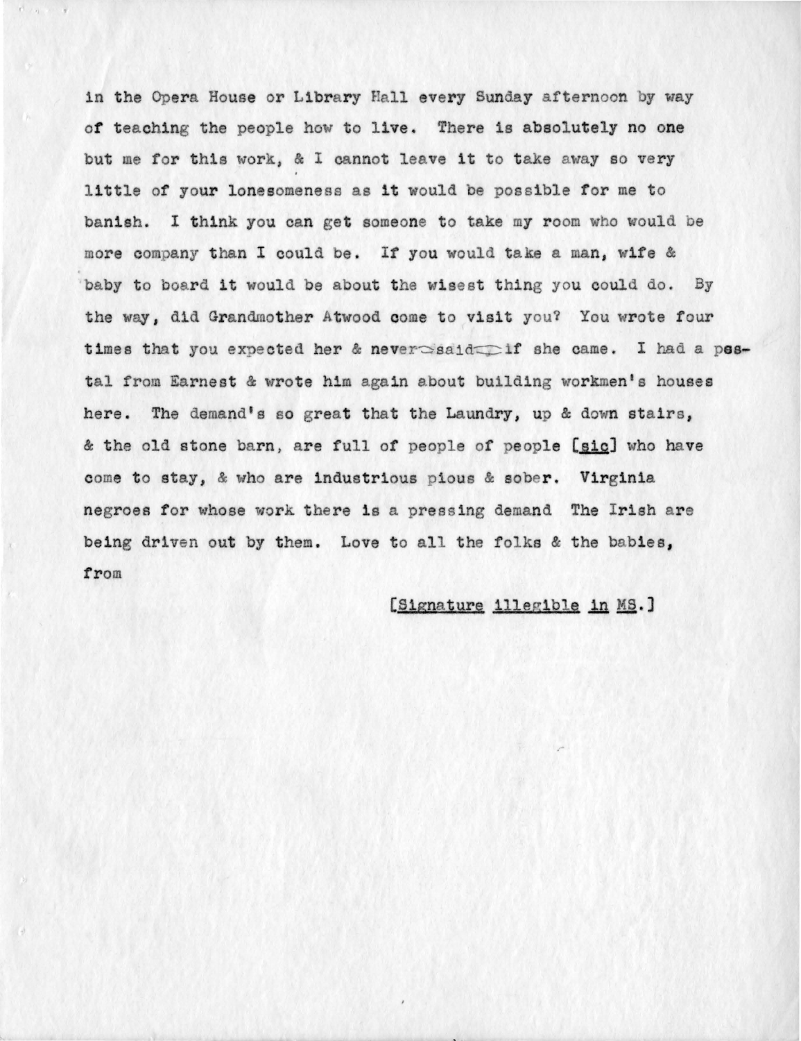in the Opera House or Library Hall every Sunday afternoon by way of teaching the people how to live. There is absolutely no one but me for this work, & I cannot leave it to take away so very little of your lonesomeness as it would be possible for me to banish. I think you can get someone to take my room who would be more company than I could be. If you would take a man, wife & baby to board it would be about the wisest thing you could do. By the way, did Grandmother Atwood come to visit you? You wrote four times that you expected her & never said if she came. I had a postal from Earnest & wrote him again about building workmen's houses here. The demand's so great that the Laundry, up & down stairs, & the old stone barn, are full of people of people [*sic*] who have come to stay, & who are industrious pious & sober. Virginia negroes for whose work there is a pressing demand The Irish are being driven out by them. Love to all the folks & the babies, from

[Signature illegible in MS.]